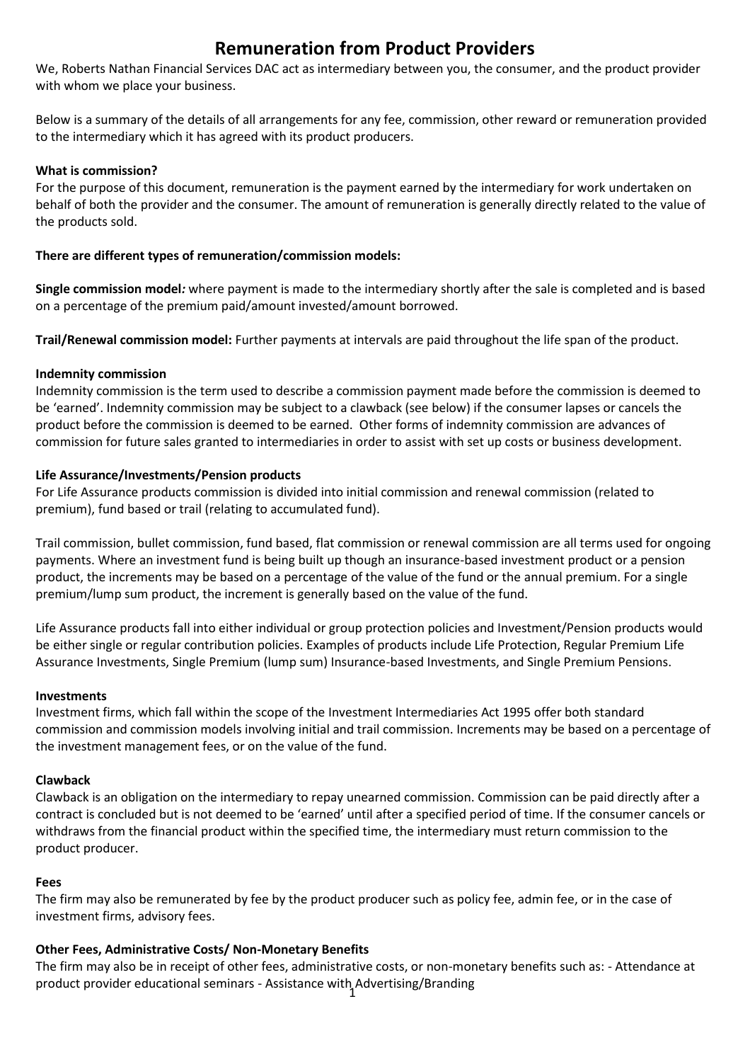# Remuneration from Product Providers

We, Roberts Nathan Financial Services DAC act as intermediary between you, the consumer, and the product provider with whom we place your business.

Below is a summary of the details of all arrangements for any fee, commission, other reward or remuneration provided to the intermediary which it has agreed with its product producers.

**What is commission?**

For the purpose of this document, remuneration is the payment earned by the intermediary for work undertaken on behalf of both the provider and the consumer. The amount of remuneration is generally directly related to the value of the products sold.

**There are different types of remuneration/commission models:**

**Single commission model***:* where payment is made to the intermediary shortly after the sale is completed and is based on a percentage of the premium paid/amount invested/amount borrowed.

**Trail/Renewal commission model:** Further payments at intervals are paid throughout the life span of the product.

**Indemnity commission**

Indemnity commission is the term used to describe a commission payment made before the commission is deemed to be 'earned'. Indemnity commission may be subject to a clawback (see below) if the consumer lapses or cancels the product before the commission is deemed to be earned. Other forms of indemnity commission are advances of commission for future sales granted to intermediaries in order to assist with set up costs or business development.

**Life Assurance/Investments/Pension products**

For Life Assurance products commission is divided into initial commission and renewal commission (related to premium), fund based or trail (relating to accumulated fund).

Trail commission, bullet commission, fund based, flat commission or renewal commission are all terms used for ongoing payments. Where an investment fund is being built up though an insurance-based investment product or a pension product, the increments may be based on a percentage of the value of the fund or the annual premium. For a single premium/lump sum product, the increment is generally based on the value of the fund.

Life Assurance products fall into either individual or group protection policies and Investment/Pension products would be either single or regular contribution policies. Examples of products include Life Protection, Regular Premium Life Assurance Investments, Single Premium (lump sum) Insurance-based Investments, and Single Premium Pensions.

**Investments**

Investment firms, which fall within the scope of the Investment Intermediaries Act 1995 offer both standard commission and commission models involving initial and trail commission. Increments may be based on a percentage of the investment management fees, or on the value of the fund.

**Clawback**

Clawback is an obligation on the intermediary to repay unearned commission. Commission can be paid directly after a contract is concluded but is not deemed to be 'earned' until after a specified period of time. If the consumer cancels or withdraws from the financial product within the specified time, the intermediary must return commission to the product producer.

**Fees**

The firm may also be remunerated by fee by the product producer such as policy fee, admin fee, or in the case of investment firms, advisory fees.

**Other Fees, Administrative Costs/ Non-Monetary Benefits**

The firm may also be in receipt of other fees, administrative costs, or non-monetary benefits such as: - Attendance at product provider educational seminars - Assistance with Advertising/Branding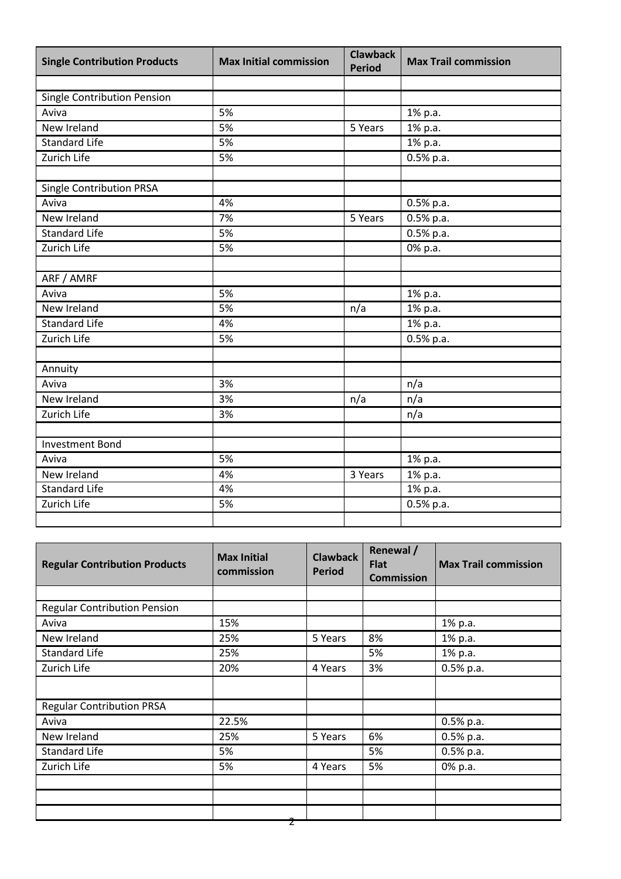| Single Contribution Products | Max Initial commission | Clawback Period | Max Trail commission |
|---|---|---|---|
| | | | |
| Single Contribution Pension | | | |
| Aviva | 5% | | 1% p.a. |
| New Ireland | 5% | 5 Years | 1% p.a. |
| Standard Life | 5% | | 1% p.a. |
| Zurich Life | 5% | | 0.5% p.a. |
| | | | |
| Single Contribution PRSA | | | |
| Aviva | 4% | | 0.5% p.a. |
| New Ireland | 7% | 5 Years | 0.5% p.a. |
| Standard Life | 5% | | 0.5% p.a. |
| Zurich Life | 5% | | 0% p.a. |
| | | | |
| ARF / AMRF | | | |
| Aviva | 5% | | 1% p.a. |
| New Ireland | 5% | n/a | 1% p.a. |
| Standard Life | 4% | | 1% p.a. |
| Zurich Life | 5% | | 0.5% p.a. |
| | | | |
| Annuity | | | |
| Aviva | 3% | | n/a |
| New Ireland | 3% | n/a | n/a |
| Zurich Life | 3% | | n/a |
| | | | |
| Investment Bond | | | |
| Aviva | 5% | | 1% p.a. |
| New Ireland | 4% | 3 Years | 1% p.a. |
| Standard Life | 4% | | 1% p.a. |
| Zurich Life | 5% | | 0.5% p.a. |
| | | | |

| Regular Contribution Products | Max Initial commission | Clawback Period | Renewal / Flat Commission | Max Trail commission |
|---|---|---|---|---|
| | | | | |
| Regular Contribution Pension | | | | |
| Aviva | 15% | | | 1% p.a. |
| New Ireland | 25% | 5 Years | 8% | 1% p.a. |
| Standard Life | 25% | | 5% | 1% p.a. |
| Zurich Life | 20% | 4 Years | 3% | 0.5% p.a. |
| | | | | |
| Regular Contribution PRSA | | | | |
| Aviva | 22.5% | | | 0.5% p.a. |
| New Ireland | 25% | 5 Years | 6% | 0.5% p.a. |
| Standard Life | 5% | | 5% | 0.5% p.a. |
| Zurich Life | 5% | 4 Years | 5% | 0% p.a. |
| | | | | |
| | | | | |
| | | | | |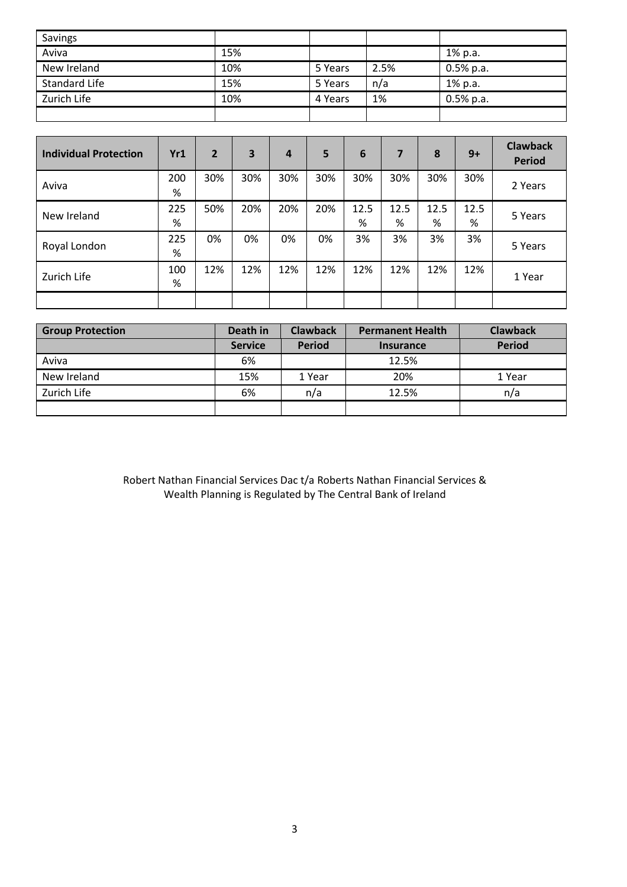| | | | | |
|---|---|---|---|---|
| Savings | | | | |
| Aviva | 15% | | | 1% p.a. |
| New Ireland | 10% | 5 Years | 2.5% | 0.5% p.a. |
| Standard Life | 15% | 5 Years | n/a | 1% p.a. |
| Zurich Life | 10% | 4 Years | 1% | 0.5% p.a. |
| | | | | |

| Individual Protection | Yr1 | 2 | 3 | 4 | 5 | 6 | 7 | 8 | 9+ | Clawback Period |
|---|---|---|---|---|---|---|---|---|---|---|
| Aviva | 200% | 30% | 30% | 30% | 30% | 30% | 30% | 30% | 30% | 2 Years |
| New Ireland | 225% | 50% | 20% | 20% | 20% | 12.5% | 12.5% | 12.5% | 12.5% | 5 Years |
| Royal London | 225% | 0% | 0% | 0% | 0% | 3% | 3% | 3% | 3% | 5 Years |
| Zurich Life | 100% | 12% | 12% | 12% | 12% | 12% | 12% | 12% | 12% | 1 Year |
| | | | | | | | | | | |

| Group Protection | Death in | Clawback | Permanent Health | Clawback |
|---|---|---|---|---|
| | Service | Period | Insurance | Period |
| Aviva | 6% | | 12.5% | |
| New Ireland | 15% | 1 Year | 20% | 1 Year |
| Zurich Life | 6% | n/a | 12.5% | n/a |
| | | | | |

Robert Nathan Financial Services Dac t/a Roberts Nathan Financial Services & Wealth Planning is Regulated by The Central Bank of Ireland